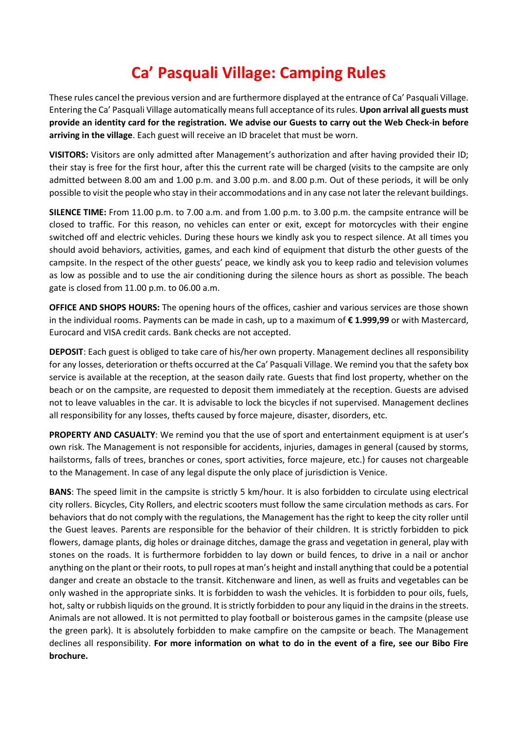# Ca' Pasquali Village: Camping Rules

These rules cancel the previous version and are furthermore displayed at the entrance of Ca' Pasquali Village. Entering the Ca' Pasquali Village automatically means full acceptance of its rules. **Upon arrival all guests must provide an identity card for the registration. We advise our Guests to carry out the Web Check-in before arriving in the village**. Each guest will receive an ID bracelet that must be worn.

**VISITORS:** Visitors are only admitted after Management's authorization and after having provided their ID; their stay is free for the first hour, after this the current rate will be charged (visits to the campsite are only admitted between 8.00 am and 1.00 p.m. and 3.00 p.m. and 8.00 p.m. Out of these periods, it will be only possible to visit the people who stay in their accommodations and in any case not later the relevant buildings.

**SILENCE TIME:** From 11.00 p.m. to 7.00 a.m. and from 1.00 p.m. to 3.00 p.m. the campsite entrance will be closed to traffic. For this reason, no vehicles can enter or exit, except for motorcycles with their engine switched off and electric vehicles. During these hours we kindly ask you to respect silence. At all times you should avoid behaviors, activities, games, and each kind of equipment that disturb the other guests of the campsite. In the respect of the other guests' peace, we kindly ask you to keep radio and television volumes as low as possible and to use the air conditioning during the silence hours as short as possible. The beach gate is closed from 11.00 p.m. to 06.00 a.m.

**OFFICE AND SHOPS HOURS:** The opening hours of the offices, cashier and various services are those shown in the individual rooms. Payments can be made in cash, up to a maximum of **€ 1.999,99** or with Mastercard, Eurocard and VISA credit cards. Bank checks are not accepted.

**DEPOSIT**: Each guest is obliged to take care of his/her own property. Management declines all responsibility for any losses, deterioration or thefts occurred at the Ca' Pasquali Village. We remind you that the safety box service is available at the reception, at the season daily rate. Guests that find lost property, whether on the beach or on the campsite, are requested to deposit them immediately at the reception. Guests are advised not to leave valuables in the car. It is advisable to lock the bicycles if not supervised. Management declines all responsibility for any losses, thefts caused by force majeure, disaster, disorders, etc.

**PROPERTY AND CASUALTY**: We remind you that the use of sport and entertainment equipment is at user's own risk. The Management is not responsible for accidents, injuries, damages in general (caused by storms, hailstorms, falls of trees, branches or cones, sport activities, force majeure, etc.) for causes not chargeable to the Management. In case of any legal dispute the only place of jurisdiction is Venice.

**BANS**: The speed limit in the campsite is strictly 5 km/hour. It is also forbidden to circulate using electrical city rollers. Bicycles, City Rollers, and electric scooters must follow the same circulation methods as cars. For behaviors that do not comply with the regulations, the Management has the right to keep the city roller until the Guest leaves. Parents are responsible for the behavior of their children. It is strictly forbidden to pick flowers, damage plants, dig holes or drainage ditches, damage the grass and vegetation in general, play with stones on the roads. It is furthermore forbidden to lay down or build fences, to drive in a nail or anchor anything on the plant or their roots, to pull ropes at man's height and install anything that could be a potential danger and create an obstacle to the transit. Kitchenware and linen, as well as fruits and vegetables can be only washed in the appropriate sinks. It is forbidden to wash the vehicles. It is forbidden to pour oils, fuels, hot, salty or rubbish liquids on the ground. It is strictly forbidden to pour any liquid in the drains in the streets. Animals are not allowed. It is not permitted to play football or boisterous games in the campsite (please use the green park). It is absolutely forbidden to make campfire on the campsite or beach. The Management declines all responsibility. **For more information on what to do in the event of a fire, see our Bibo Fire brochure.**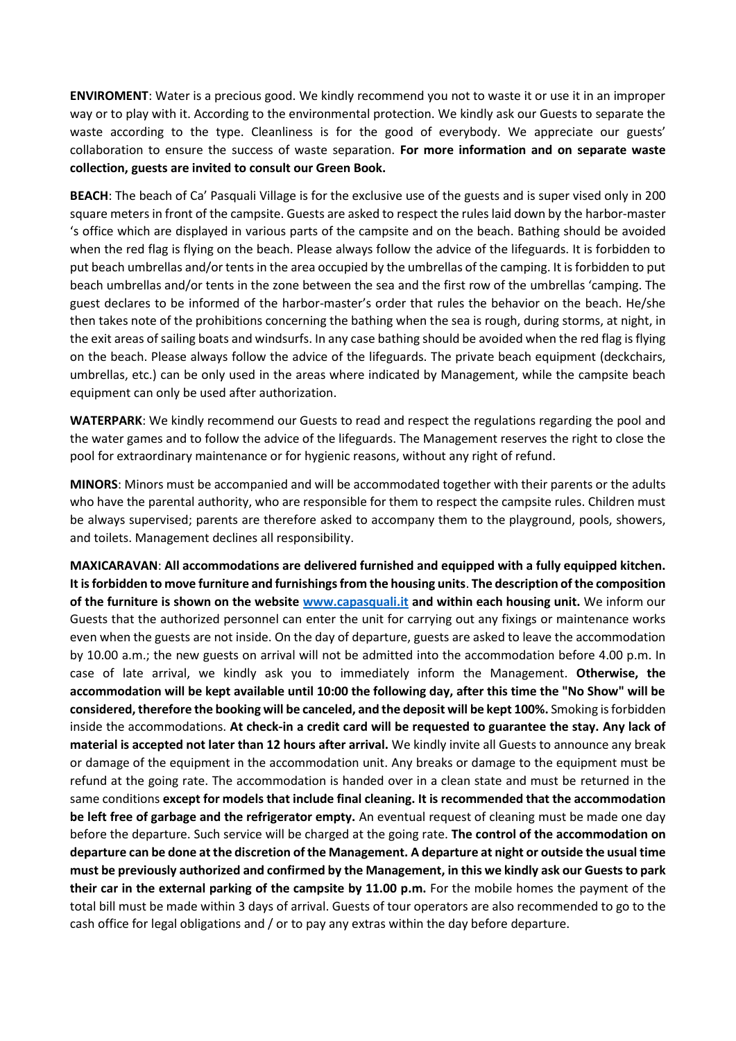**ENVIROMENT**: Water is a precious good. We kindly recommend you not to waste it or use it in an improper way or to play with it. According to the environmental protection. We kindly ask our Guests to separate the waste according to the type. Cleanliness is for the good of everybody. We appreciate our guests' collaboration to ensure the success of waste separation. **For more information and on separate waste collection, guests are invited to consult our Green Book.**

**BEACH**: The beach of Ca' Pasquali Village is for the exclusive use of the guests and is super vised only in 200 square meters in front of the campsite. Guests are asked to respect the rules laid down by the harbor-master 's office which are displayed in various parts of the campsite and on the beach. Bathing should be avoided when the red flag is flying on the beach. Please always follow the advice of the lifeguards. It is forbidden to put beach umbrellas and/or tents in the area occupied by the umbrellas of the camping. It is forbidden to put beach umbrellas and/or tents in the zone between the sea and the first row of the umbrellas 'camping. The guest declares to be informed of the harbor-master's order that rules the behavior on the beach. He/she then takes note of the prohibitions concerning the bathing when the sea is rough, during storms, at night, in the exit areas of sailing boats and windsurfs. In any case bathing should be avoided when the red flag is flying on the beach. Please always follow the advice of the lifeguards. The private beach equipment (deckchairs, umbrellas, etc.) can be only used in the areas where indicated by Management, while the campsite beach equipment can only be used after authorization.

**WATERPARK**: We kindly recommend our Guests to read and respect the regulations regarding the pool and the water games and to follow the advice of the lifeguards. The Management reserves the right to close the pool for extraordinary maintenance or for hygienic reasons, without any right of refund.

**MINORS**: Minors must be accompanied and will be accommodated together with their parents or the adults who have the parental authority, who are responsible for them to respect the campsite rules. Children must be always supervised; parents are therefore asked to accompany them to the playground, pools, showers, and toilets. Management declines all responsibility.

**MAXICARAVAN**: **All accommodations are delivered furnished and equipped with a fully equipped kitchen. It is forbidden to move furniture and furnishings from the housing units**. **The description of the composition of the furniture is shown on the website [www.capasquali.it](http://www.capasquali.it) and within each housing unit.** We inform our Guests that the authorized personnel can enter the unit for carrying out any fixings or maintenance works even when the guests are not inside. On the day of departure, guests are asked to leave the accommodation by 10.00 a.m.; the new guests on arrival will not be admitted into the accommodation before 4.00 p.m. In case of late arrival, we kindly ask you to immediately inform the Management. **Otherwise, the accommodation will be kept available until 10:00 the following day, after this time the "No Show" will be considered, therefore the booking will be canceled, and the deposit will be kept 100%.** Smoking is forbidden inside the accommodations. **At check-in a credit card will be requested to guarantee the stay. Any lack of material is accepted not later than 12 hours after arrival.** We kindly invite all Guests to announce any break or damage of the equipment in the accommodation unit. Any breaks or damage to the equipment must be refund at the going rate. The accommodation is handed over in a clean state and must be returned in the same conditions **except for models that include final cleaning. It is recommended that the accommodation be left free of garbage and the refrigerator empty.** An eventual request of cleaning must be made one day before the departure. Such service will be charged at the going rate. **The control of the accommodation on departure can be done at the discretion of the Management. A departure at night or outside the usual time must be previously authorized and confirmed by the Management, in this we kindly ask our Guests to park their car in the external parking of the campsite by 11.00 p.m.** For the mobile homes the payment of the total bill must be made within 3 days of arrival. Guests of tour operators are also recommended to go to the cash office for legal obligations and / or to pay any extras within the day before departure.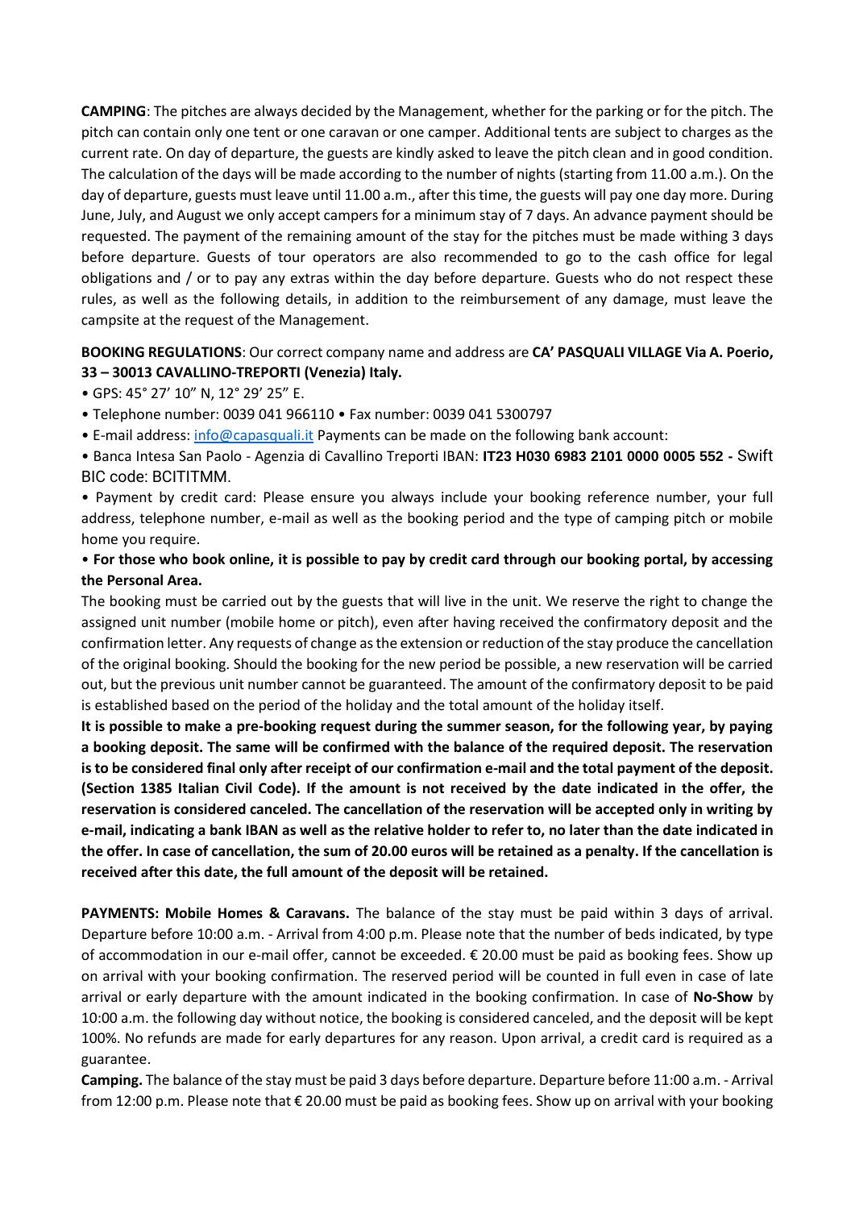**CAMPING**: The pitches are always decided by the Management, whether for the parking or for the pitch. The pitch can contain only one tent or one caravan or one camper. Additional tents are subject to charges as the current rate. On day of departure, the guests are kindly asked to leave the pitch clean and in good condition. The calculation of the days will be made according to the number of nights (starting from 11.00 a.m.). On the day of departure, guests must leave until 11.00 a.m., after this time, the guests will pay one day more. During June, July, and August we only accept campers for a minimum stay of 7 days. An advance payment should be requested. The payment of the remaining amount of the stay for the pitches must be made withing 3 days before departure. Guests of tour operators are also recommended to go to the cash office for legal obligations and / or to pay any extras within the day before departure. Guests who do not respect these rules, as well as the following details, in addition to the reimbursement of any damage, must leave the campsite at the request of the Management.

**BOOKING REGULATIONS**: Our correct company name and address are **CA' PASQUALI VILLAGE Via A. Poerio, 33 – 30013 CAVALLINO-TREPORTI (Venezia) Italy.**

- GPS: 45° 27' 10" N, 12° 29' 25" E.
- Telephone number: 0039 041 966110 • Fax number: 0039 041 5300797
- E-mail address: info@capasquali.it Payments can be made on the following bank account:
- Banca Intesa San Paolo - Agenzia di Cavallino Treporti IBAN: **IT23 H030 6983 2101 0000 0005 552 -** Swift BIC code: BCITITMM.
- Payment by credit card: Please ensure you always include your booking reference number, your full address, telephone number, e-mail as well as the booking period and the type of camping pitch or mobile home you require.
- **For those who book online, it is possible to pay by credit card through our booking portal, by accessing the Personal Area.**

The booking must be carried out by the guests that will live in the unit. We reserve the right to change the assigned unit number (mobile home or pitch), even after having received the confirmatory deposit and the confirmation letter. Any requests of change as the extension or reduction of the stay produce the cancellation of the original booking. Should the booking for the new period be possible, a new reservation will be carried out, but the previous unit number cannot be guaranteed. The amount of the confirmatory deposit to be paid is established based on the period of the holiday and the total amount of the holiday itself.

**It is possible to make a pre-booking request during the summer season, for the following year, by paying a booking deposit. The same will be confirmed with the balance of the required deposit. The reservation is to be considered final only after receipt of our confirmation e-mail and the total payment of the deposit. (Section 1385 Italian Civil Code). If the amount is not received by the date indicated in the offer, the reservation is considered canceled. The cancellation of the reservation will be accepted only in writing by e-mail, indicating a bank IBAN as well as the relative holder to refer to, no later than the date indicated in the offer. In case of cancellation, the sum of 20.00 euros will be retained as a penalty. If the cancellation is received after this date, the full amount of the deposit will be retained.**

**PAYMENTS: Mobile Homes & Caravans.** The balance of the stay must be paid within 3 days of arrival. Departure before 10:00 a.m. - Arrival from 4:00 p.m. Please note that the number of beds indicated, by type of accommodation in our e-mail offer, cannot be exceeded. € 20.00 must be paid as booking fees. Show up on arrival with your booking confirmation. The reserved period will be counted in full even in case of late arrival or early departure with the amount indicated in the booking confirmation. In case of **No-Show** by 10:00 a.m. the following day without notice, the booking is considered canceled, and the deposit will be kept 100%. No refunds are made for early departures for any reason. Upon arrival, a credit card is required as a guarantee.

**Camping.** The balance of the stay must be paid 3 days before departure. Departure before 11:00 a.m. - Arrival from 12:00 p.m. Please note that € 20.00 must be paid as booking fees. Show up on arrival with your booking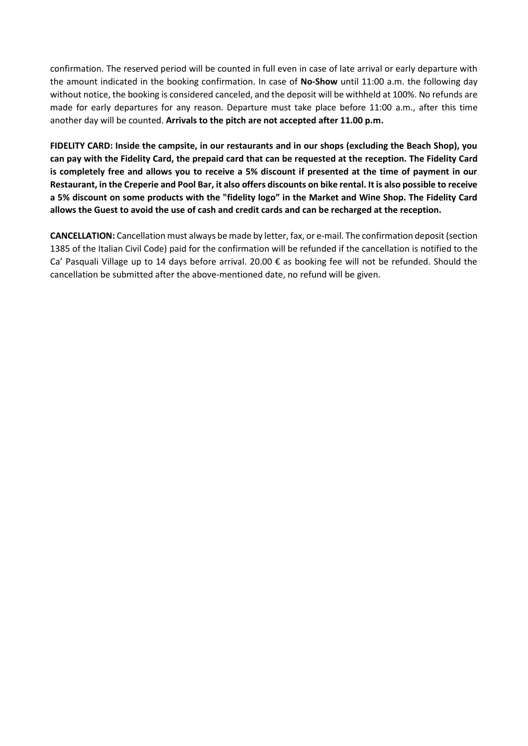confirmation. The reserved period will be counted in full even in case of late arrival or early departure with the amount indicated in the booking confirmation. In case of **No-Show** until 11:00 a.m. the following day without notice, the booking is considered canceled, and the deposit will be withheld at 100%. No refunds are made for early departures for any reason. Departure must take place before 11:00 a.m., after this time another day will be counted. **Arrivals to the pitch are not accepted after 11.00 p.m.**

**FIDELITY CARD: Inside the campsite, in our restaurants and in our shops (excluding the Beach Shop), you can pay with the Fidelity Card, the prepaid card that can be requested at the reception. The Fidelity Card is completely free and allows you to receive a 5% discount if presented at the time of payment in our Restaurant, in the Creperie and Pool Bar, it also offers discounts on bike rental. It is also possible to receive a 5% discount on some products with the "fidelity logo" in the Market and Wine Shop. The Fidelity Card allows the Guest to avoid the use of cash and credit cards and can be recharged at the reception.**

**CANCELLATION:** Cancellation must always be made by letter, fax, or e-mail. The confirmation deposit (section 1385 of the Italian Civil Code) paid for the confirmation will be refunded if the cancellation is notified to the Ca' Pasquali Village up to 14 days before arrival. 20.00 € as booking fee will not be refunded. Should the cancellation be submitted after the above-mentioned date, no refund will be given.